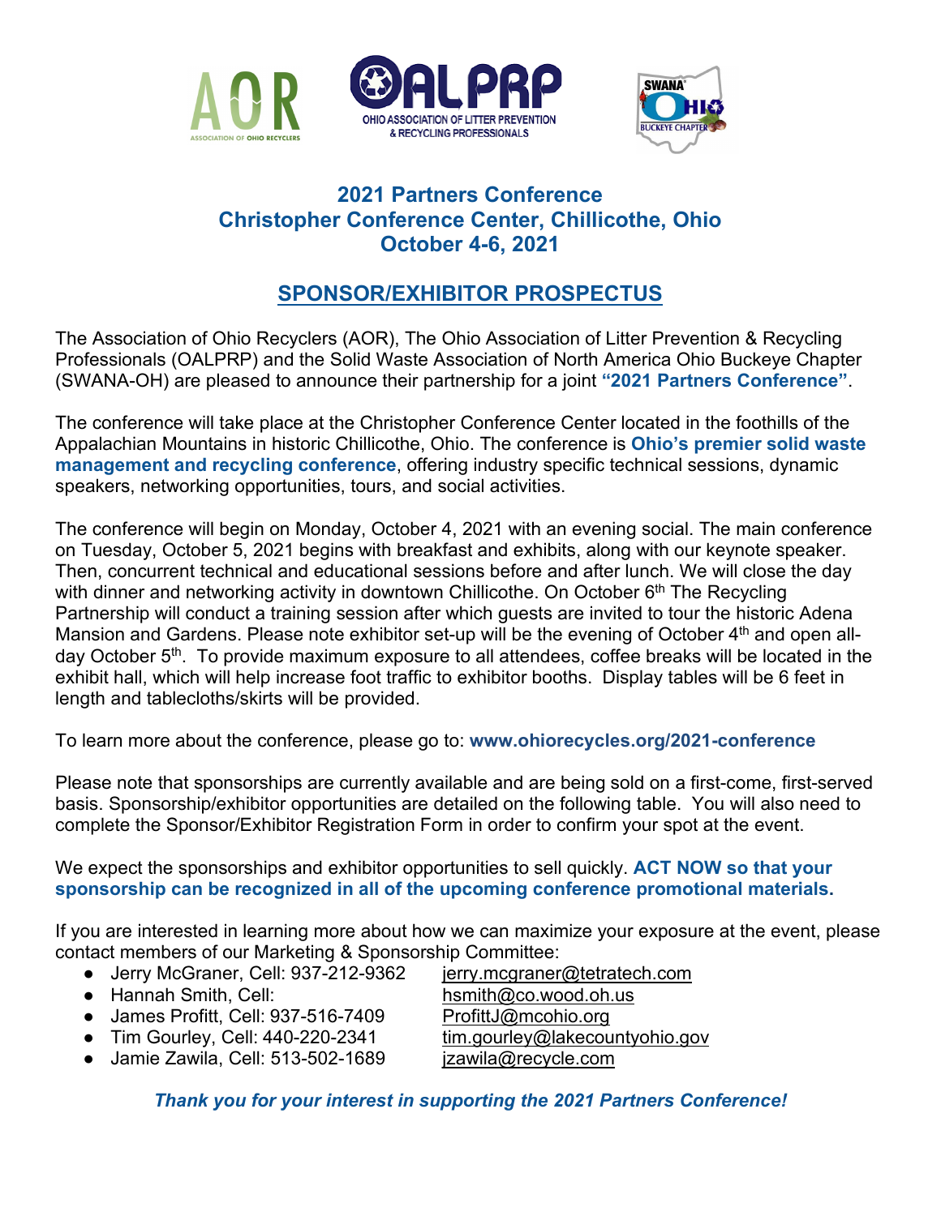# 2021 Partners Conference
# Christopher Conference Center, Chillicothe, Ohio
# October 4-6, 2021

## SPONSOR/EXHIBITOR PROSPECTUS

The Association of Ohio Recyclers (AOR), The Ohio Association of Litter Prevention & Recycling Professionals (OALPRP) and the Solid Waste Association of North America Ohio Buckeye Chapter (SWANA-OH) are pleased to announce their partnership for a joint **"2021 Partners Conference"**.

The conference will take place at the Christopher Conference Center located in the foothills of the Appalachian Mountains in historic Chillicothe, Ohio. The conference is **Ohio's premier solid waste management and recycling conference**, offering industry specific technical sessions, dynamic speakers, networking opportunities, tours, and social activities.

The conference will begin on Monday, October 4, 2021 with an evening social. The main conference on Tuesday, October 5, 2021 begins with breakfast and exhibits, along with our keynote speaker. Then, concurrent technical and educational sessions before and after lunch. We will close the day with dinner and networking activity in downtown Chillicothe. On October 6th The Recycling Partnership will conduct a training session after which guests are invited to tour the historic Adena Mansion and Gardens. Please note exhibitor set-up will be the evening of October 4th and open all-day October 5th. To provide maximum exposure to all attendees, coffee breaks will be located in the exhibit hall, which will help increase foot traffic to exhibitor booths. Display tables will be 6 feet in length and tablecloths/skirts will be provided.

To learn more about the conference, please go to: **www.ohiorecycles.org/2021-conference**

Please note that sponsorships are currently available and are being sold on a first-come, first-served basis. Sponsorship/exhibitor opportunities are detailed on the following table. You will also need to complete the Sponsor/Exhibitor Registration Form in order to confirm your spot at the event.

We expect the sponsorships and exhibitor opportunities to sell quickly. **ACT NOW so that your sponsorship can be recognized in all of the upcoming conference promotional materials.**

If you are interested in learning more about how we can maximize your exposure at the event, please contact members of our Marketing & Sponsorship Committee:

- Jerry McGraner, Cell: 937-212-9362 jerry.mcgraner@tetratech.com
- Hannah Smith, Cell: hsmith@co.wood.oh.us
- James Profitt, Cell: 937-516-7409 ProfittJ@mcohio.org
- Tim Gourley, Cell: 440-220-2341 tim.gourley@lakecountyohio.gov
- Jamie Zawila, Cell: 513-502-1689 jzawila@recycle.com

***Thank you for your interest in supporting the 2021 Partners Conference!***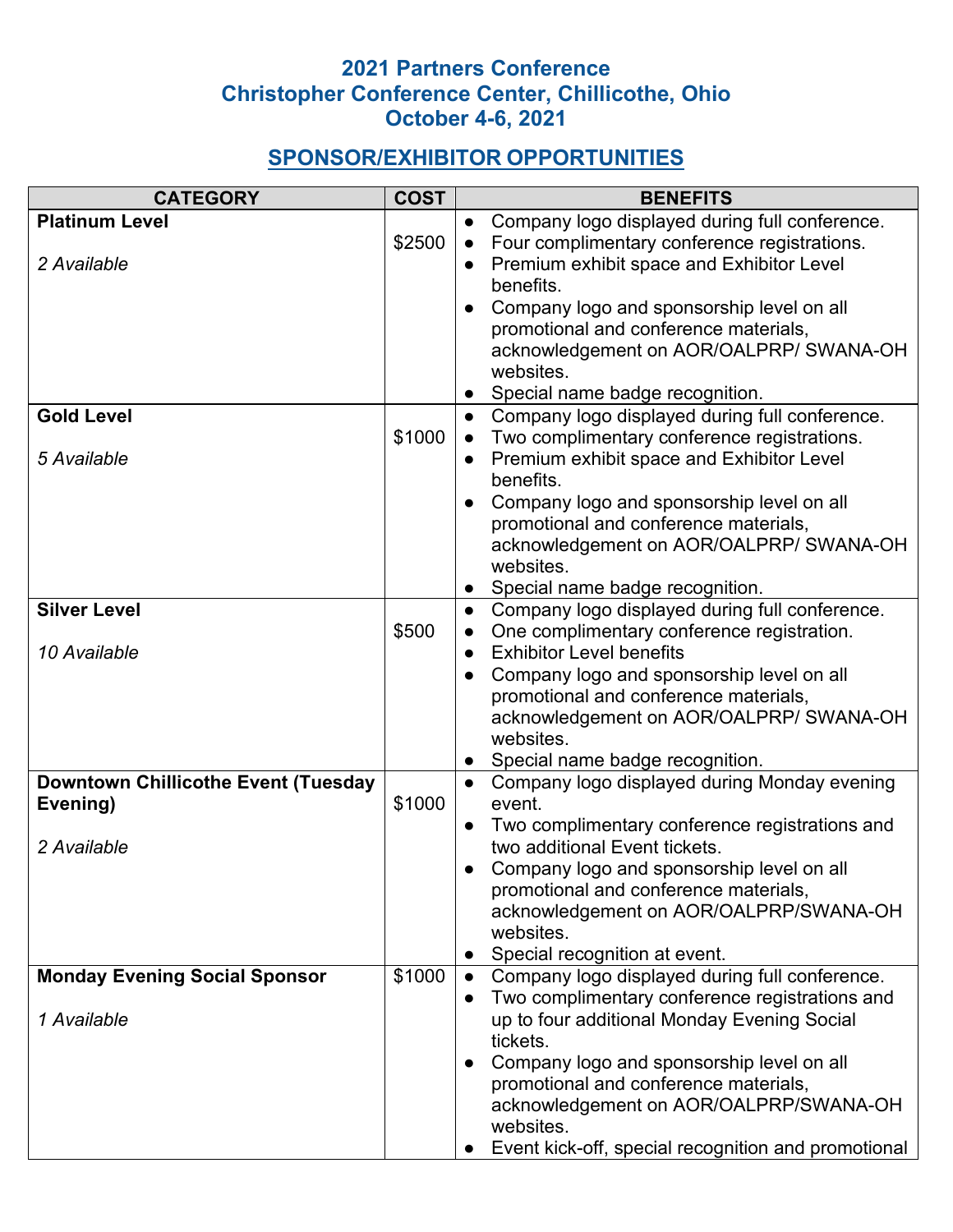## 2021 Partners Conference
## Christopher Conference Center, Chillicothe, Ohio
## October 4-6, 2021

## SPONSOR/EXHIBITOR OPPORTUNITIES

| CATEGORY | COST | BENEFITS |
|---|---|---|
| **Platinum Level**<br><br>*2 Available* | $2500 | ● Company logo displayed during full conference.<br>● Four complimentary conference registrations.<br>● Premium exhibit space and Exhibitor Level benefits.<br>● Company logo and sponsorship level on all promotional and conference materials, acknowledgement on AOR/OALPRP/ SWANA-OH websites.<br>● Special name badge recognition. |
| **Gold Level**<br><br>*5 Available* | $1000 | ● Company logo displayed during full conference.<br>● Two complimentary conference registrations.<br>● Premium exhibit space and Exhibitor Level benefits.<br>● Company logo and sponsorship level on all promotional and conference materials, acknowledgement on AOR/OALPRP/ SWANA-OH websites.<br>● Special name badge recognition. |
| **Silver Level**<br><br>*10 Available* | $500 | ● Company logo displayed during full conference.<br>● One complimentary conference registration.<br>● Exhibitor Level benefits<br>● Company logo and sponsorship level on all promotional and conference materials, acknowledgement on AOR/OALPRP/ SWANA-OH websites.<br>● Special name badge recognition. |
| **Downtown Chillicothe Event (Tuesday Evening)**<br><br>*2 Available* | $1000 | ● Company logo displayed during Monday evening event.<br>● Two complimentary conference registrations and two additional Event tickets.<br>● Company logo and sponsorship level on all promotional and conference materials, acknowledgement on AOR/OALPRP/SWANA-OH websites.<br>● Special recognition at event. |
| **Monday Evening Social Sponsor**<br><br>*1 Available* | $1000 | ● Company logo displayed during full conference.<br>● Two complimentary conference registrations and up to four additional Monday Evening Social tickets.<br>● Company logo and sponsorship level on all promotional and conference materials, acknowledgement on AOR/OALPRP/SWANA-OH websites.<br>● Event kick-off, special recognition and promotional |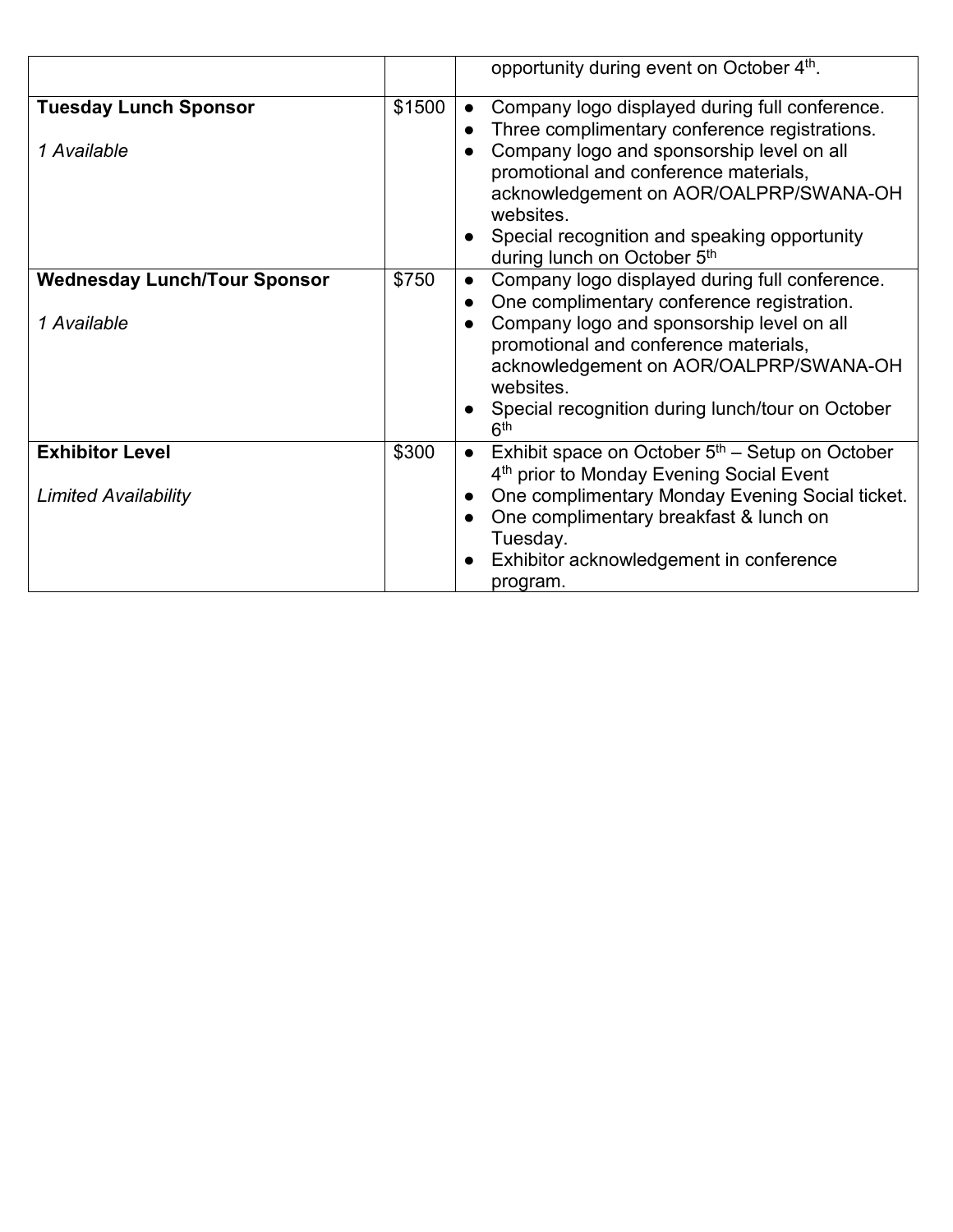| | | |
|---|---|---|
| | | opportunity during event on October 4th. |
| **Tuesday Lunch Sponsor**<br><br>*1 Available* | \$1500 | • Company logo displayed during full conference.<br>• Three complimentary conference registrations.<br>• Company logo and sponsorship level on all promotional and conference materials, acknowledgement on AOR/OALPRP/SWANA-OH websites.<br>• Special recognition and speaking opportunity during lunch on October 5th |
| **Wednesday Lunch/Tour Sponsor**<br><br>*1 Available* | \$750 | • Company logo displayed during full conference.<br>• One complimentary conference registration.<br>• Company logo and sponsorship level on all promotional and conference materials, acknowledgement on AOR/OALPRP/SWANA-OH websites.<br>• Special recognition during lunch/tour on October 6th |
| **Exhibitor Level**<br><br>*Limited Availability* | \$300 | • Exhibit space on October 5th – Setup on October 4th prior to Monday Evening Social Event<br>• One complimentary Monday Evening Social ticket.<br>• One complimentary breakfast & lunch on Tuesday.<br>• Exhibitor acknowledgement in conference program. |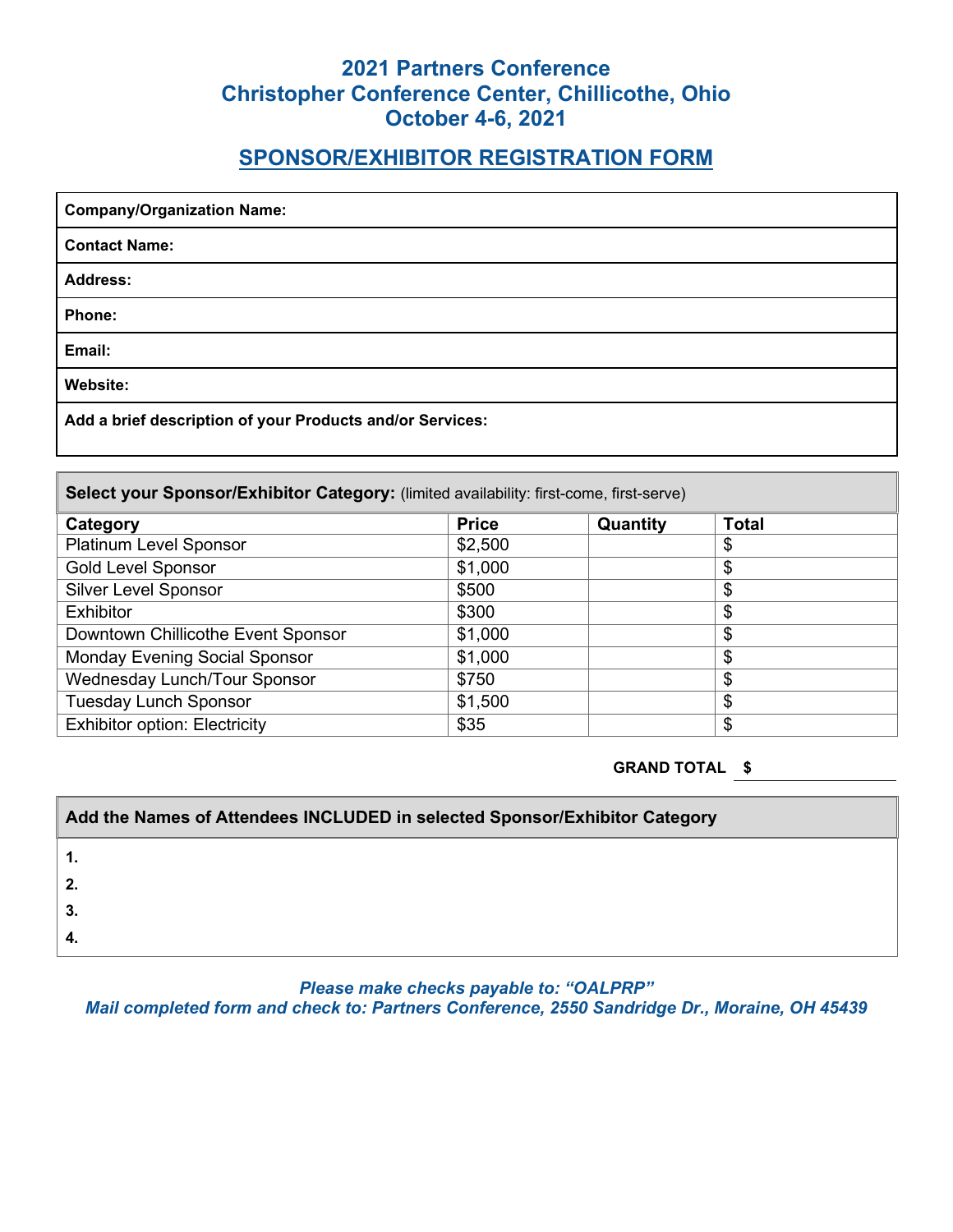# 2021 Partners Conference
# Christopher Conference Center, Chillicothe, Ohio
# October 4-6, 2021

## SPONSOR/EXHIBITOR REGISTRATION FORM

**Company/Organization Name:**

**Contact Name:**

**Address:**

**Phone:**

**Email:**

**Website:**

**Add a brief description of your Products and/or Services:**

**Select your Sponsor/Exhibitor Category:** (limited availability: first-come, first-serve)

| Category | Price | Quantity | Total |
|---|---|---|---|
| Platinum Level Sponsor | $2,500 | | $ |
| Gold Level Sponsor | $1,000 | | $ |
| Silver Level Sponsor | $500 | | $ |
| Exhibitor | $300 | | $ |
| Downtown Chillicothe Event Sponsor | $1,000 | | $ |
| Monday Evening Social Sponsor | $1,000 | | $ |
| Wednesday Lunch/Tour Sponsor | $750 | | $ |
| Tuesday Lunch Sponsor | $1,500 | | $ |
| Exhibitor option: Electricity | $35 | | $ |

**GRAND TOTAL $** \_\_\_\_\_\_\_\_\_\_

**Add the Names of Attendees INCLUDED in selected Sponsor/Exhibitor Category**

1.
2.
3.
4.

***Please make checks payable to: "OALPRP"***
***Mail completed form and check to: Partners Conference, 2550 Sandridge Dr., Moraine, OH 45439***